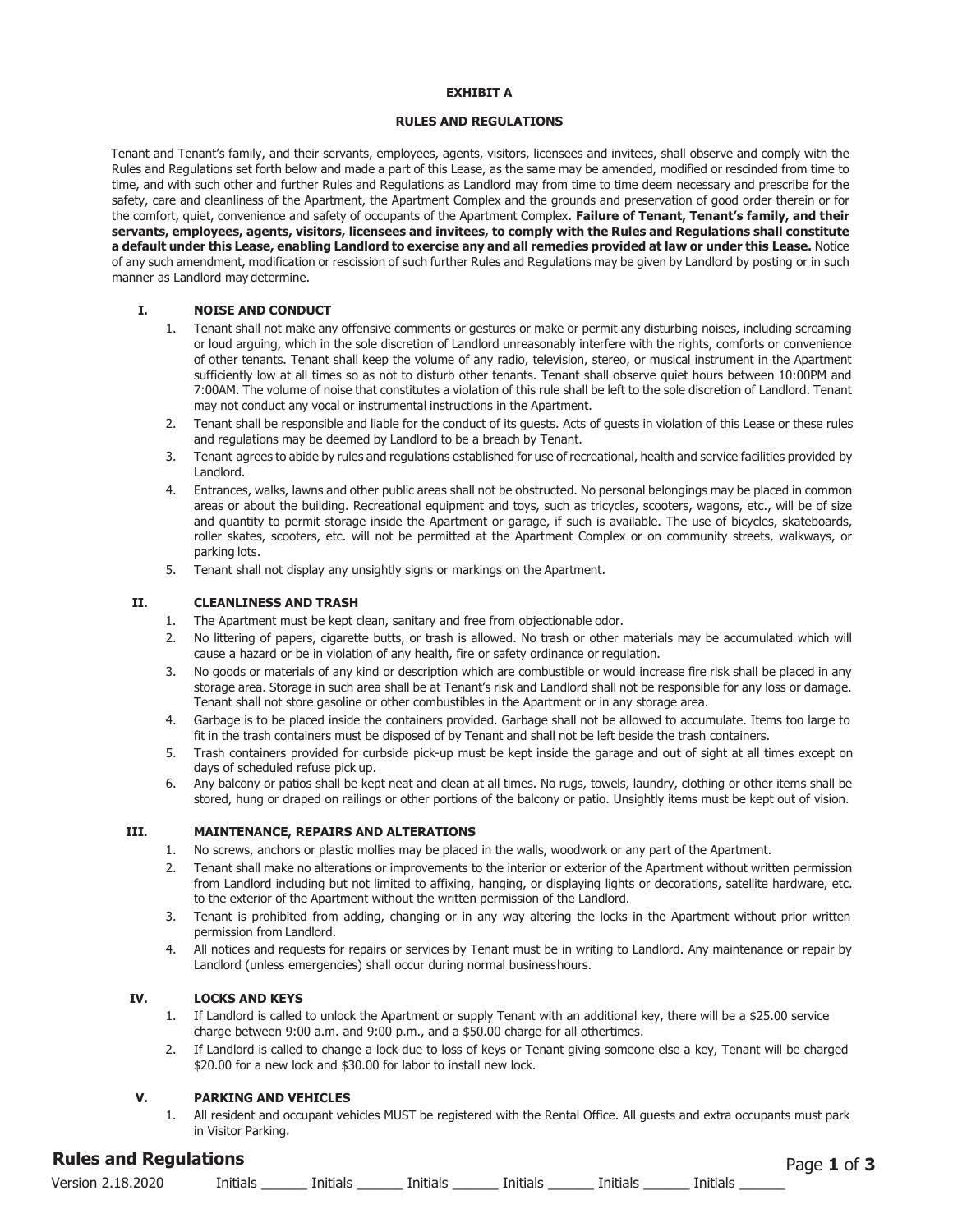**EXHIBIT A**

**RULES AND REGULATIONS**

Tenant and Tenant's family, and their servants, employees, agents, visitors, licensees and invitees, shall observe and comply with the Rules and Regulations set forth below and made a part of this Lease, as the same may be amended, modified or rescinded from time to time, and with such other and further Rules and Regulations as Landlord may from time to time deem necessary and prescribe for the safety, care and cleanliness of the Apartment, the Apartment Complex and the grounds and preservation of good order therein or for the comfort, quiet, convenience and safety of occupants of the Apartment Complex. **Failure of Tenant, Tenant's family, and their servants, employees, agents, visitors, licensees and invitees, to comply with the Rules and Regulations shall constitute a default under this Lease, enabling Landlord to exercise any and all remedies provided at law or under this Lease.** Notice of any such amendment, modification or rescission of such further Rules and Regulations may be given by Landlord by posting or in such manner as Landlord may determine.

## I. NOISE AND CONDUCT

1. Tenant shall not make any offensive comments or gestures or make or permit any disturbing noises, including screaming or loud arguing, which in the sole discretion of Landlord unreasonably interfere with the rights, comforts or convenience of other tenants. Tenant shall keep the volume of any radio, television, stereo, or musical instrument in the Apartment sufficiently low at all times so as not to disturb other tenants. Tenant shall observe quiet hours between 10:00PM and 7:00AM. The volume of noise that constitutes a violation of this rule shall be left to the sole discretion of Landlord. Tenant may not conduct any vocal or instrumental instructions in the Apartment.
2. Tenant shall be responsible and liable for the conduct of its guests. Acts of guests in violation of this Lease or these rules and regulations may be deemed by Landlord to be a breach by Tenant.
3. Tenant agrees to abide by rules and regulations established for use of recreational, health and service facilities provided by Landlord.
4. Entrances, walks, lawns and other public areas shall not be obstructed. No personal belongings may be placed in common areas or about the building. Recreational equipment and toys, such as tricycles, scooters, wagons, etc., will be of size and quantity to permit storage inside the Apartment or garage, if such is available. The use of bicycles, skateboards, roller skates, scooters, etc. will not be permitted at the Apartment Complex or on community streets, walkways, or parking lots.
5. Tenant shall not display any unsightly signs or markings on the Apartment.

## II. CLEANLINESS AND TRASH

1. The Apartment must be kept clean, sanitary and free from objectionable odor.
2. No littering of papers, cigarette butts, or trash is allowed. No trash or other materials may be accumulated which will cause a hazard or be in violation of any health, fire or safety ordinance or regulation.
3. No goods or materials of any kind or description which are combustible or would increase fire risk shall be placed in any storage area. Storage in such area shall be at Tenant's risk and Landlord shall not be responsible for any loss or damage. Tenant shall not store gasoline or other combustibles in the Apartment or in any storage area.
4. Garbage is to be placed inside the containers provided. Garbage shall not be allowed to accumulate. Items too large to fit in the trash containers must be disposed of by Tenant and shall not be left beside the trash containers.
5. Trash containers provided for curbside pick-up must be kept inside the garage and out of sight at all times except on days of scheduled refuse pick up.
6. Any balcony or patios shall be kept neat and clean at all times. No rugs, towels, laundry, clothing or other items shall be stored, hung or draped on railings or other portions of the balcony or patio. Unsightly items must be kept out of vision.

## III. MAINTENANCE, REPAIRS AND ALTERATIONS

1. No screws, anchors or plastic mollies may be placed in the walls, woodwork or any part of the Apartment.
2. Tenant shall make no alterations or improvements to the interior or exterior of the Apartment without written permission from Landlord including but not limited to affixing, hanging, or displaying lights or decorations, satellite hardware, etc. to the exterior of the Apartment without the written permission of the Landlord.
3. Tenant is prohibited from adding, changing or in any way altering the locks in the Apartment without prior written permission from Landlord.
4. All notices and requests for repairs or services by Tenant must be in writing to Landlord. Any maintenance or repair by Landlord (unless emergencies) shall occur during normal businesshours.

## IV. LOCKS AND KEYS

1. If Landlord is called to unlock the Apartment or supply Tenant with an additional key, there will be a $25.00 service charge between 9:00 a.m. and 9:00 p.m., and a $50.00 charge for all othertimes.
2. If Landlord is called to change a lock due to loss of keys or Tenant giving someone else a key, Tenant will be charged $20.00 for a new lock and $30.00 for labor to install new lock.

## V. PARKING AND VEHICLES

1. All resident and occupant vehicles MUST be registered with the Rental Office. All guests and extra occupants must park in Visitor Parking.

**Rules and Regulations**

Version 2.18.2020 Initials ______ Initials ______ Initials ______ Initials ______ Initials ______ Initials ______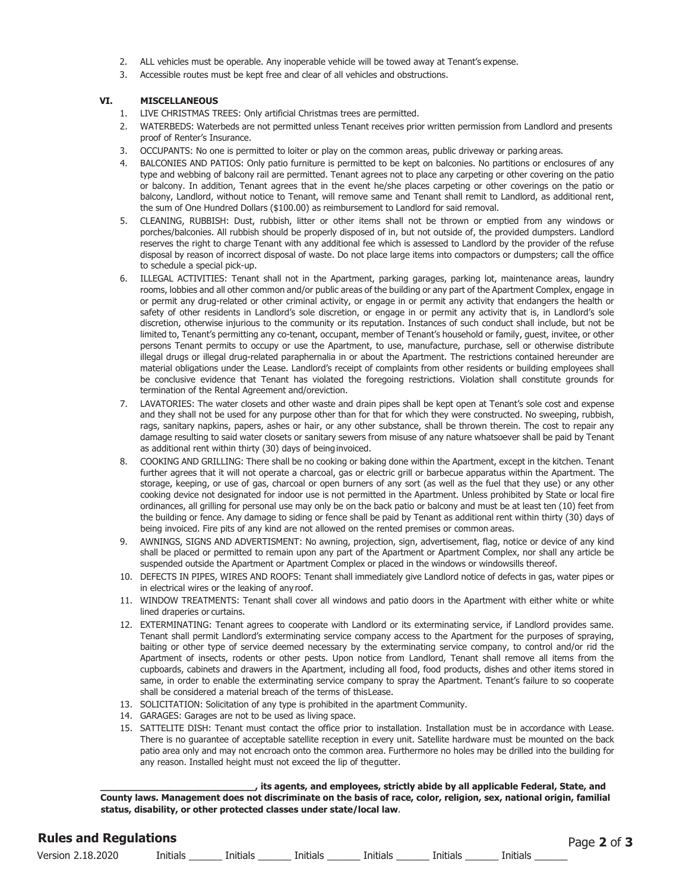2. ALL vehicles must be operable. Any inoperable vehicle will be towed away at Tenant's expense.
3. Accessible routes must be kept free and clear of all vehicles and obstructions.

## VI. MISCELLANEOUS

1. LIVE CHRISTMAS TREES: Only artificial Christmas trees are permitted.
2. WATERBEDS: Waterbeds are not permitted unless Tenant receives prior written permission from Landlord and presents proof of Renter's Insurance.
3. OCCUPANTS: No one is permitted to loiter or play on the common areas, public driveway or parking areas.
4. BALCONIES AND PATIOS: Only patio furniture is permitted to be kept on balconies. No partitions or enclosures of any type and webbing of balcony rail are permitted. Tenant agrees not to place any carpeting or other covering on the patio or balcony. In addition, Tenant agrees that in the event he/she places carpeting or other coverings on the patio or balcony, Landlord, without notice to Tenant, will remove same and Tenant shall remit to Landlord, as additional rent, the sum of One Hundred Dollars ($100.00) as reimbursement to Landlord for said removal.
5. CLEANING, RUBBISH: Dust, rubbish, litter or other items shall not be thrown or emptied from any windows or porches/balconies. All rubbish should be properly disposed of in, but not outside of, the provided dumpsters. Landlord reserves the right to charge Tenant with any additional fee which is assessed to Landlord by the provider of the refuse disposal by reason of incorrect disposal of waste. Do not place large items into compactors or dumpsters; call the office to schedule a special pick-up.
6. ILLEGAL ACTIVITIES: Tenant shall not in the Apartment, parking garages, parking lot, maintenance areas, laundry rooms, lobbies and all other common and/or public areas of the building or any part of the Apartment Complex, engage in or permit any drug-related or other criminal activity, or engage in or permit any activity that endangers the health or safety of other residents in Landlord's sole discretion, or engage in or permit any activity that is, in Landlord's sole discretion, otherwise injurious to the community or its reputation. Instances of such conduct shall include, but not be limited to, Tenant's permitting any co-tenant, occupant, member of Tenant's household or family, guest, invitee, or other persons Tenant permits to occupy or use the Apartment, to use, manufacture, purchase, sell or otherwise distribute illegal drugs or illegal drug-related paraphernalia in or about the Apartment. The restrictions contained hereunder are material obligations under the Lease. Landlord's receipt of complaints from other residents or building employees shall be conclusive evidence that Tenant has violated the foregoing restrictions. Violation shall constitute grounds for termination of the Rental Agreement and/oreviction.
7. LAVATORIES: The water closets and other waste and drain pipes shall be kept open at Tenant's sole cost and expense and they shall not be used for any purpose other than for that for which they were constructed. No sweeping, rubbish, rags, sanitary napkins, papers, ashes or hair, or any other substance, shall be thrown therein. The cost to repair any damage resulting to said water closets or sanitary sewers from misuse of any nature whatsoever shall be paid by Tenant as additional rent within thirty (30) days of beinginvoiced.
8. COOKING AND GRILLING: There shall be no cooking or baking done within the Apartment, except in the kitchen. Tenant further agrees that it will not operate a charcoal, gas or electric grill or barbecue apparatus within the Apartment. The storage, keeping, or use of gas, charcoal or open burners of any sort (as well as the fuel that they use) or any other cooking device not designated for indoor use is not permitted in the Apartment. Unless prohibited by State or local fire ordinances, all grilling for personal use may only be on the back patio or balcony and must be at least ten (10) feet from the building or fence. Any damage to siding or fence shall be paid by Tenant as additional rent within thirty (30) days of being invoiced. Fire pits of any kind are not allowed on the rented premises or common areas.
9. AWNINGS, SIGNS AND ADVERTISMENT: No awning, projection, sign, advertisement, flag, notice or device of any kind shall be placed or permitted to remain upon any part of the Apartment or Apartment Complex, nor shall any article be suspended outside the Apartment or Apartment Complex or placed in the windows or windowsills thereof.
10. DEFECTS IN PIPES, WIRES AND ROOFS: Tenant shall immediately give Landlord notice of defects in gas, water pipes or in electrical wires or the leaking of any roof.
11. WINDOW TREATMENTS: Tenant shall cover all windows and patio doors in the Apartment with either white or white lined draperies or curtains.
12. EXTERMINATING: Tenant agrees to cooperate with Landlord or its exterminating service, if Landlord provides same. Tenant shall permit Landlord's exterminating service company access to the Apartment for the purposes of spraying, baiting or other type of service deemed necessary by the exterminating service company, to control and/or rid the Apartment of insects, rodents or other pests. Upon notice from Landlord, Tenant shall remove all items from the cupboards, cabinets and drawers in the Apartment, including all food, food products, dishes and other items stored in same, in order to enable the exterminating service company to spray the Apartment. Tenant's failure to so cooperate shall be considered a material breach of the terms of thisLease.
13. SOLICITATION: Solicitation of any type is prohibited in the apartment Community.
14. GARAGES: Garages are not to be used as living space.
15. SATTELITE DISH: Tenant must contact the office prior to installation. Installation must be in accordance with Lease. There is no guarantee of acceptable satellite reception in every unit. Satellite hardware must be mounted on the back patio area only and may not encroach onto the common area. Furthermore no holes may be drilled into the building for any reason. Installed height must not exceed the lip of thegutter.

**____________________________, its agents, and employees, strictly abide by all applicable Federal, State, and County laws. Management does not discriminate on the basis of race, color, religion, sex, national origin, familial status, disability, or other protected classes under state/local law**.

**Rules and Regulations**

Version 2.18.2020 Initials ______ Initials ______ Initials ______ Initials ______ Initials ______ Initials ______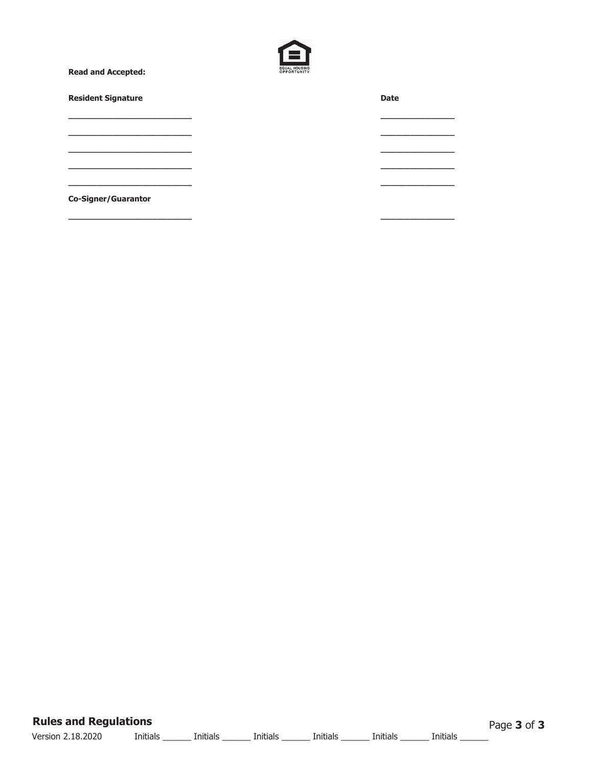**Read and Accepted:**

| **Resident Signature** | **Date** |
| --- | --- |
| ______________________ | ______________ |
| ______________________ | ______________ |
| ______________________ | ______________ |
| ______________________ | ______________ |
| ______________________ | ______________ |
| **Co-Signer/Guarantor** | |
| ______________________ | ______________ |

Version 2.18.2020 Initials ______ Initials ______ Initials ______ Initials ______ Initials ______ Initials ______